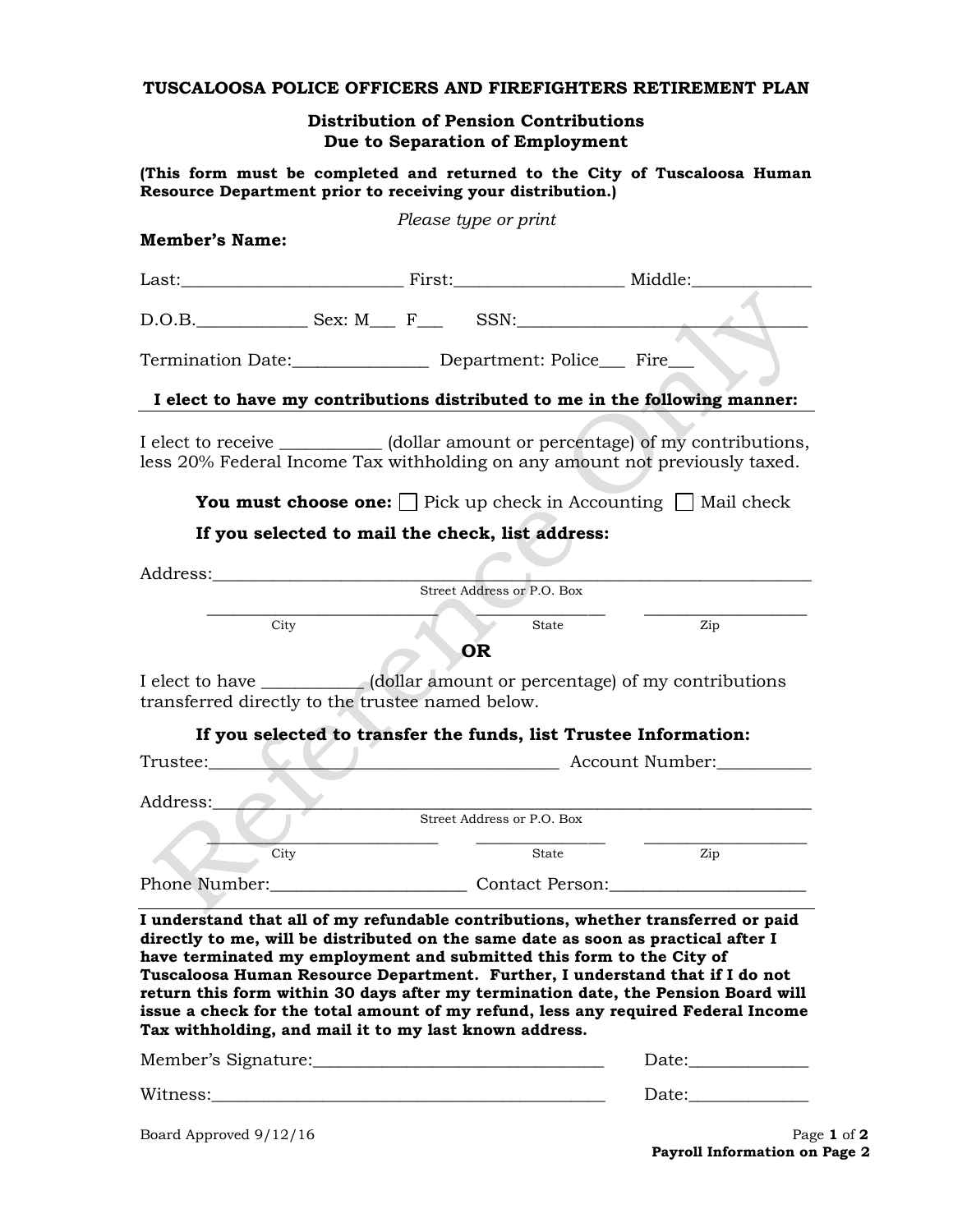# TUSCALOOSA POLICE OFFICERS AND FIREFIGHTERS RETIREMENT PLAN

## Distribution of Pension Contributions Due to Separation of Employment

**(This form must be completed and returned to the City of Tuscaloosa Human Resource Department prior to receiving your distribution.)**

*Please type or print*

**Member's Name:**

Last:_________________________ First:___________________ Middle:_____________

D.O.B.____________ Sex: M___ F___ SSN:_________________________________

Termination Date:_______________ Department: Police___ Fire___

**I elect to have my contributions distributed to me in the following manner:**

I elect to receive ___________ (dollar amount or percentage) of my contributions, less 20% Federal Income Tax withholding on any amount not previously taxed.

**You must choose one:** ☐ Pick up check in Accounting ☐ Mail check

**If you selected to mail the check, list address:**

Address:_________________________________________________________________
Street Address or P.O. Box

___________________________ _______________ ___________________
City State Zip

**OR**

I elect to have ___________ (dollar amount or percentage) of my contributions transferred directly to the trustee named below.

**If you selected to transfer the funds, list Trustee Information:**

Trustee:________________________________________ Account Number:__________

Address:_________________________________________________________________
Street Address or P.O. Box

___________________________ _______________ ___________________
City State Zip

Phone Number:______________________ Contact Person:______________________

**I understand that all of my refundable contributions, whether transferred or paid directly to me, will be distributed on the same date as soon as practical after I have terminated my employment and submitted this form to the City of Tuscaloosa Human Resource Department. Further, I understand that if I do not return this form within 30 days after my termination date, the Pension Board will issue a check for the total amount of my refund, less any required Federal Income Tax withholding, and mail it to my last known address.**

Member's Signature:_________________________________ Date:_____________

Witness:_____________________________________________ Date:_____________

Board Approved 9/12/16

**Payroll Information on Page 2**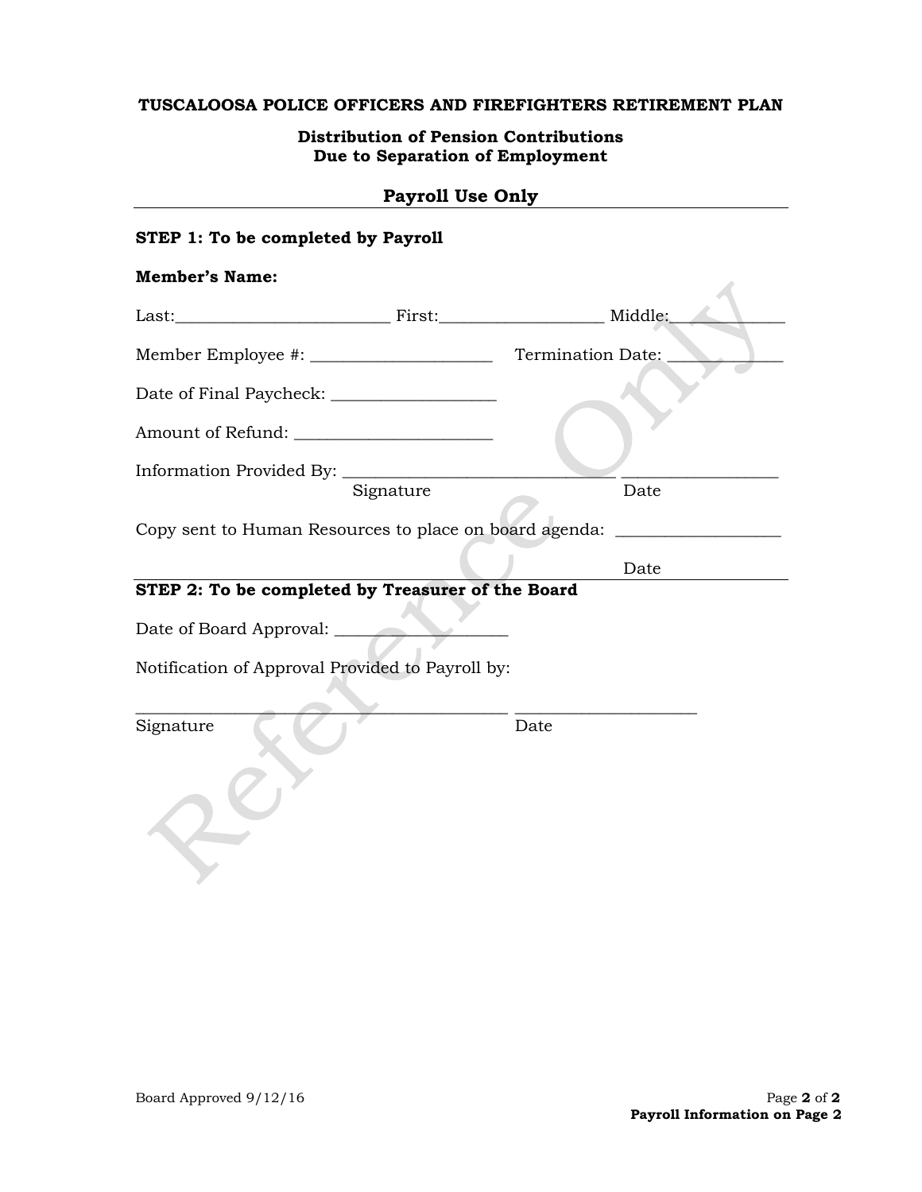**TUSCALOOSA POLICE OFFICERS AND FIREFIGHTERS RETIREMENT PLAN**

**Distribution of Pension Contributions**
**Due to Separation of Employment**

## Payroll Use Only

**STEP 1: To be completed by Payroll**

**Member's Name:**

Last:_________________________ First:___________________ Middle:_____________

Member Employee #: _____________________ Termination Date: _____________

Date of Final Paycheck: ___________________

Amount of Refund: ______________________

Information Provided By: ________________________________ __________________
Signature Date

Copy sent to Human Resources to place on board agenda: __________________
Date

**STEP 2: To be completed by Treasurer of the Board**

Date of Board Approval: ____________________

Notification of Approval Provided to Payroll by:

___________________________________________ _____________________
Signature Date

Reference Only

Board Approved 9/12/16

**Payroll Information on Page 2**